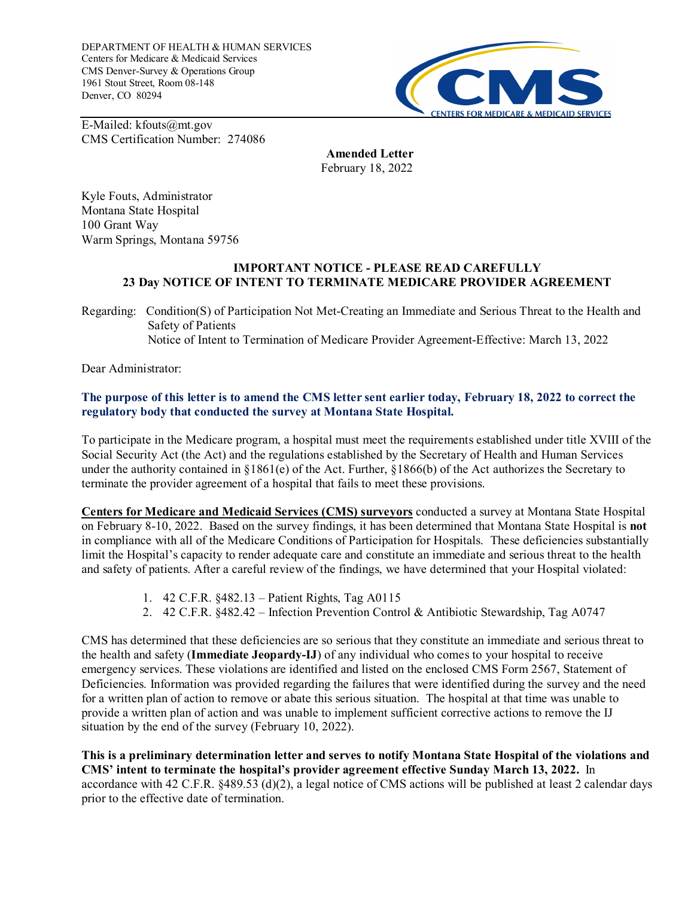DEPARTMENT OF HEALTH & HUMAN SERVICES
Centers for Medicare & Medicaid Services
CMS Denver-Survey & Operations Group
1961 Stout Street, Room 08-148
Denver, CO 80294

E-Mailed: kfouts@mt.gov
CMS Certification Number: 274086

**Amended Letter**
February 18, 2022

Kyle Fouts, Administrator
Montana State Hospital
100 Grant Way
Warm Springs, Montana 59756

**IMPORTANT NOTICE - PLEASE READ CAREFULLY**
**23 Day NOTICE OF INTENT TO TERMINATE MEDICARE PROVIDER AGREEMENT**

Regarding: Condition(S) of Participation Not Met-Creating an Immediate and Serious Threat to the Health and Safety of Patients
Notice of Intent to Termination of Medicare Provider Agreement-Effective: March 13, 2022

Dear Administrator:

**The purpose of this letter is to amend the CMS letter sent earlier today, February 18, 2022 to correct the regulatory body that conducted the survey at Montana State Hospital.**

To participate in the Medicare program, a hospital must meet the requirements established under title XVIII of the Social Security Act (the Act) and the regulations established by the Secretary of Health and Human Services under the authority contained in §1861(e) of the Act. Further, §1866(b) of the Act authorizes the Secretary to terminate the provider agreement of a hospital that fails to meet these provisions.

**Centers for Medicare and Medicaid Services (CMS) surveyors** conducted a survey at Montana State Hospital on February 8-10, 2022. Based on the survey findings, it has been determined that Montana State Hospital is **not** in compliance with all of the Medicare Conditions of Participation for Hospitals. These deficiencies substantially limit the Hospital's capacity to render adequate care and constitute an immediate and serious threat to the health and safety of patients. After a careful review of the findings, we have determined that your Hospital violated:

1. 42 C.F.R. §482.13 – Patient Rights, Tag A0115
2. 42 C.F.R. §482.42 – Infection Prevention Control & Antibiotic Stewardship, Tag A0747

CMS has determined that these deficiencies are so serious that they constitute an immediate and serious threat to the health and safety (**Immediate Jeopardy-IJ**) of any individual who comes to your hospital to receive emergency services. These violations are identified and listed on the enclosed CMS Form 2567, Statement of Deficiencies. Information was provided regarding the failures that were identified during the survey and the need for a written plan of action to remove or abate this serious situation. The hospital at that time was unable to provide a written plan of action and was unable to implement sufficient corrective actions to remove the IJ situation by the end of the survey (February 10, 2022).

**This is a preliminary determination letter and serves to notify Montana State Hospital of the violations and CMS' intent to terminate the hospital's provider agreement effective Sunday March 13, 2022.** In accordance with 42 C.F.R. §489.53 (d)(2), a legal notice of CMS actions will be published at least 2 calendar days prior to the effective date of termination.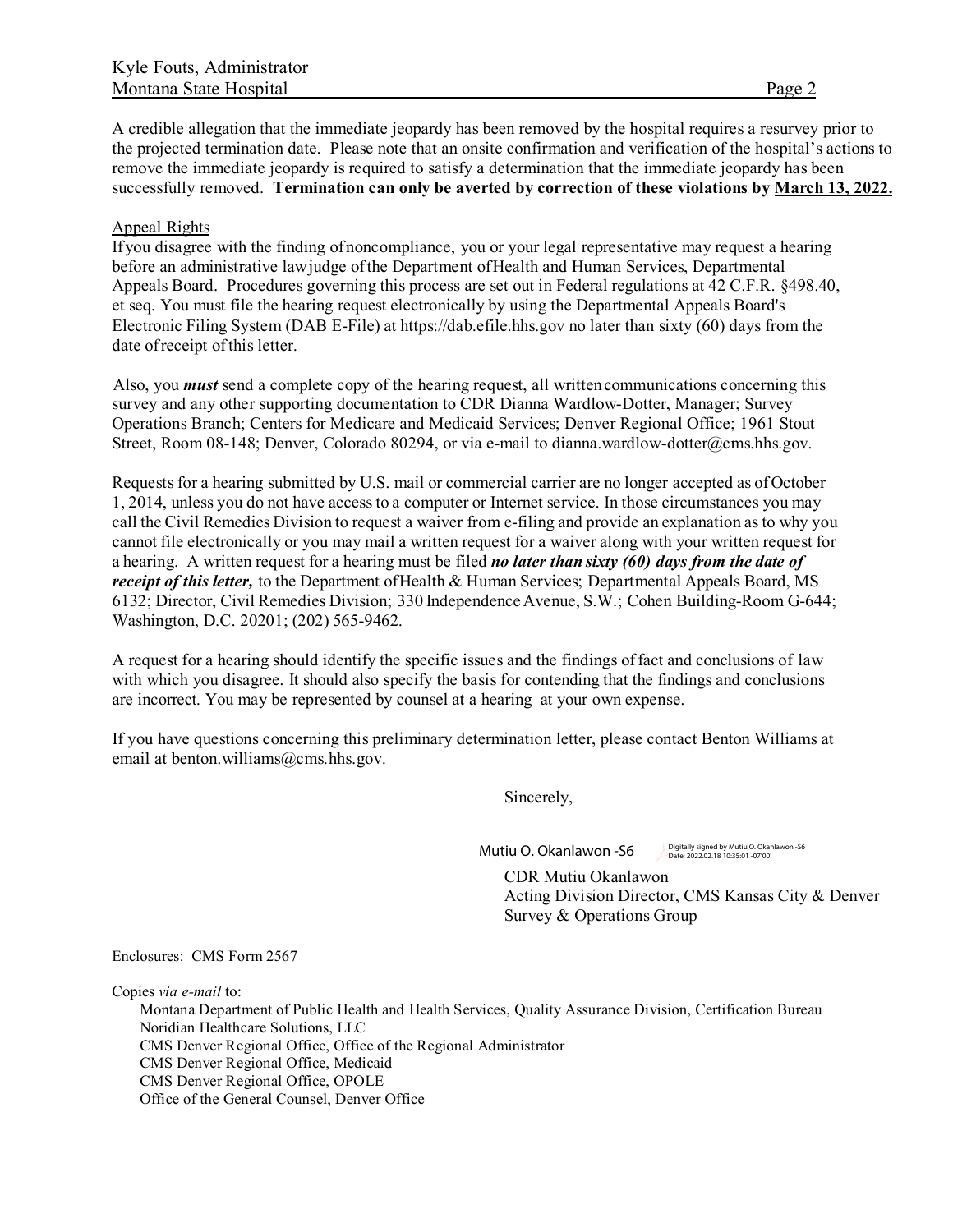A credible allegation that the immediate jeopardy has been removed by the hospital requires a resurvey prior to the projected termination date. Please note that an onsite confirmation and verification of the hospital's actions to remove the immediate jeopardy is required to satisfy a determination that the immediate jeopardy has been successfully removed. **Termination can only be averted by correction of these violations by March 13, 2022.**

Appeal Rights

If you disagree with the finding of noncompliance, you or your legal representative may request a hearing before an administrative law judge of the Department of Health and Human Services, Departmental Appeals Board. Procedures governing this process are set out in Federal regulations at 42 C.F.R. §498.40, et seq. You must file the hearing request electronically by using the Departmental Appeals Board's Electronic Filing System (DAB E-File) at https://dab.efile.hhs.gov no later than sixty (60) days from the date of receipt of this letter.

Also, you ***must*** send a complete copy of the hearing request, all written communications concerning this survey and any other supporting documentation to CDR Dianna Wardlow-Dotter, Manager; Survey Operations Branch; Centers for Medicare and Medicaid Services; Denver Regional Office; 1961 Stout Street, Room 08-148; Denver, Colorado 80294, or via e-mail to dianna.wardlow-dotter@cms.hhs.gov.

Requests for a hearing submitted by U.S. mail or commercial carrier are no longer accepted as of October 1, 2014, unless you do not have access to a computer or Internet service. In those circumstances you may call the Civil Remedies Division to request a waiver from e-filing and provide an explanation as to why you cannot file electronically or you may mail a written request for a waiver along with your written request for a hearing. A written request for a hearing must be filed ***no later than sixty (60) days from the date of receipt of this letter,*** to the Department of Health & Human Services; Departmental Appeals Board, MS 6132; Director, Civil Remedies Division; 330 Independence Avenue, S.W.; Cohen Building-Room G-644; Washington, D.C. 20201; (202) 565-9462.

A request for a hearing should identify the specific issues and the findings of fact and conclusions of law with which you disagree. It should also specify the basis for contending that the findings and conclusions are incorrect. You may be represented by counsel at a hearing at your own expense.

If you have questions concerning this preliminary determination letter, please contact Benton Williams at email at benton.williams@cms.hhs.gov.

Sincerely,

Mutiu O. Okanlawon -S6 Digitally signed by Mutiu O. Okanlawon -S6 Date: 2022.02.18 10:35:01 -07'00'

CDR Mutiu Okanlawon
Acting Division Director, CMS Kansas City & Denver Survey & Operations Group

Enclosures: CMS Form 2567

Copies *via e-mail* to:

Montana Department of Public Health and Health Services, Quality Assurance Division, Certification Bureau
Noridian Healthcare Solutions, LLC
CMS Denver Regional Office, Office of the Regional Administrator
CMS Denver Regional Office, Medicaid
CMS Denver Regional Office, OPOLE
Office of the General Counsel, Denver Office